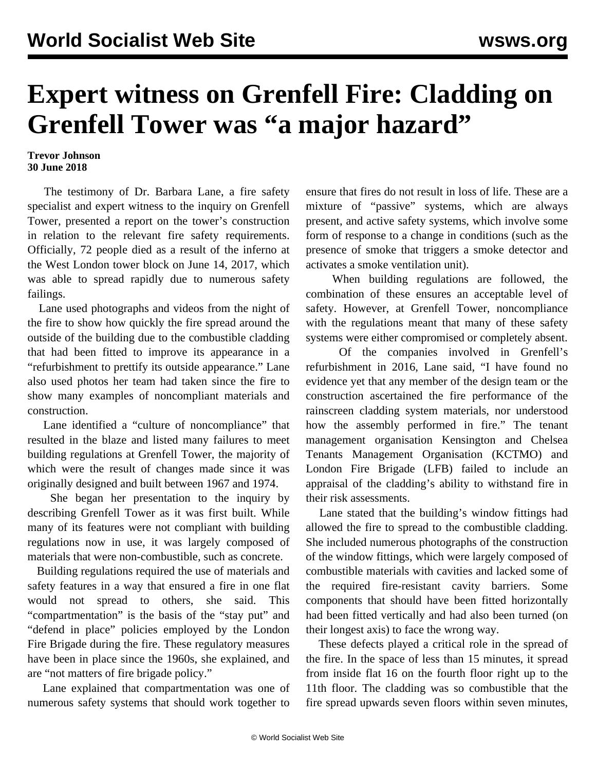# Expert witness on Grenfell Fire: Cladding on Grenfell Tower was "a major hazard"

**Trevor Johnson**
**30 June 2018**

The testimony of Dr. Barbara Lane, a fire safety specialist and expert witness to the inquiry on Grenfell Tower, presented a report on the tower's construction in relation to the relevant fire safety requirements. Officially, 72 people died as a result of the inferno at the West London tower block on June 14, 2017, which was able to spread rapidly due to numerous safety failings.

Lane used photographs and videos from the night of the fire to show how quickly the fire spread around the outside of the building due to the combustible cladding that had been fitted to improve its appearance in a "refurbishment to prettify its outside appearance." Lane also used photos her team had taken since the fire to show many examples of noncompliant materials and construction.

Lane identified a "culture of noncompliance" that resulted in the blaze and listed many failures to meet building regulations at Grenfell Tower, the majority of which were the result of changes made since it was originally designed and built between 1967 and 1974.

She began her presentation to the inquiry by describing Grenfell Tower as it was first built. While many of its features were not compliant with building regulations now in use, it was largely composed of materials that were non-combustible, such as concrete.

Building regulations required the use of materials and safety features in a way that ensured a fire in one flat would not spread to others, she said. This "compartmentation" is the basis of the "stay put" and "defend in place" policies employed by the London Fire Brigade during the fire. These regulatory measures have been in place since the 1960s, she explained, and are "not matters of fire brigade policy."

Lane explained that compartmentation was one of numerous safety systems that should work together to ensure that fires do not result in loss of life. These are a mixture of "passive" systems, which are always present, and active safety systems, which involve some form of response to a change in conditions (such as the presence of smoke that triggers a smoke detector and activates a smoke ventilation unit).

When building regulations are followed, the combination of these ensures an acceptable level of safety. However, at Grenfell Tower, noncompliance with the regulations meant that many of these safety systems were either compromised or completely absent.

Of the companies involved in Grenfell's refurbishment in 2016, Lane said, "I have found no evidence yet that any member of the design team or the construction ascertained the fire performance of the rainscreen cladding system materials, nor understood how the assembly performed in fire." The tenant management organisation Kensington and Chelsea Tenants Management Organisation (KCTMO) and London Fire Brigade (LFB) failed to include an appraisal of the cladding's ability to withstand fire in their risk assessments.

Lane stated that the building's window fittings had allowed the fire to spread to the combustible cladding. She included numerous photographs of the construction of the window fittings, which were largely composed of combustible materials with cavities and lacked some of the required fire-resistant cavity barriers. Some components that should have been fitted horizontally had been fitted vertically and had also been turned (on their longest axis) to face the wrong way.

These defects played a critical role in the spread of the fire. In the space of less than 15 minutes, it spread from inside flat 16 on the fourth floor right up to the 11th floor. The cladding was so combustible that the fire spread upwards seven floors within seven minutes,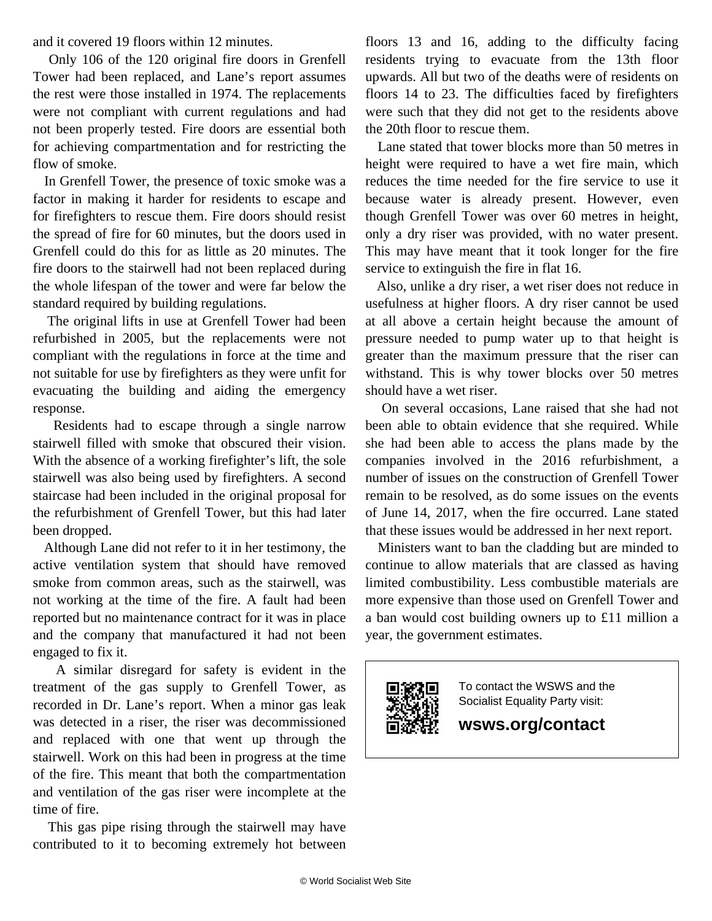and it covered 19 floors within 12 minutes.

Only 106 of the 120 original fire doors in Grenfell Tower had been replaced, and Lane's report assumes the rest were those installed in 1974. The replacements were not compliant with current regulations and had not been properly tested. Fire doors are essential both for achieving compartmentation and for restricting the flow of smoke.

In Grenfell Tower, the presence of toxic smoke was a factor in making it harder for residents to escape and for firefighters to rescue them. Fire doors should resist the spread of fire for 60 minutes, but the doors used in Grenfell could do this for as little as 20 minutes. The fire doors to the stairwell had not been replaced during the whole lifespan of the tower and were far below the standard required by building regulations.

The original lifts in use at Grenfell Tower had been refurbished in 2005, but the replacements were not compliant with the regulations in force at the time and not suitable for use by firefighters as they were unfit for evacuating the building and aiding the emergency response.

Residents had to escape through a single narrow stairwell filled with smoke that obscured their vision. With the absence of a working firefighter's lift, the sole stairwell was also being used by firefighters. A second staircase had been included in the original proposal for the refurbishment of Grenfell Tower, but this had later been dropped.

Although Lane did not refer to it in her testimony, the active ventilation system that should have removed smoke from common areas, such as the stairwell, was not working at the time of the fire. A fault had been reported but no maintenance contract for it was in place and the company that manufactured it had not been engaged to fix it.

A similar disregard for safety is evident in the treatment of the gas supply to Grenfell Tower, as recorded in Dr. Lane's report. When a minor gas leak was detected in a riser, the riser was decommissioned and replaced with one that went up through the stairwell. Work on this had been in progress at the time of the fire. This meant that both the compartmentation and ventilation of the gas riser were incomplete at the time of fire.

This gas pipe rising through the stairwell may have contributed to it to becoming extremely hot between floors 13 and 16, adding to the difficulty facing residents trying to evacuate from the 13th floor upwards. All but two of the deaths were of residents on floors 14 to 23. The difficulties faced by firefighters were such that they did not get to the residents above the 20th floor to rescue them.

Lane stated that tower blocks more than 50 metres in height were required to have a wet fire main, which reduces the time needed for the fire service to use it because water is already present. However, even though Grenfell Tower was over 60 metres in height, only a dry riser was provided, with no water present. This may have meant that it took longer for the fire service to extinguish the fire in flat 16.

Also, unlike a dry riser, a wet riser does not reduce in usefulness at higher floors. A dry riser cannot be used at all above a certain height because the amount of pressure needed to pump water up to that height is greater than the maximum pressure that the riser can withstand. This is why tower blocks over 50 metres should have a wet riser.

On several occasions, Lane raised that she had not been able to obtain evidence that she required. While she had been able to access the plans made by the companies involved in the 2016 refurbishment, a number of issues on the construction of Grenfell Tower remain to be resolved, as do some issues on the events of June 14, 2017, when the fire occurred. Lane stated that these issues would be addressed in her next report.

Ministers want to ban the cladding but are minded to continue to allow materials that are classed as having limited combustibility. Less combustible materials are more expensive than those used on Grenfell Tower and a ban would cost building owners up to £11 million a year, the government estimates.

To contact the WSWS and the Socialist Equality Party visit:

**wsws.org/contact**